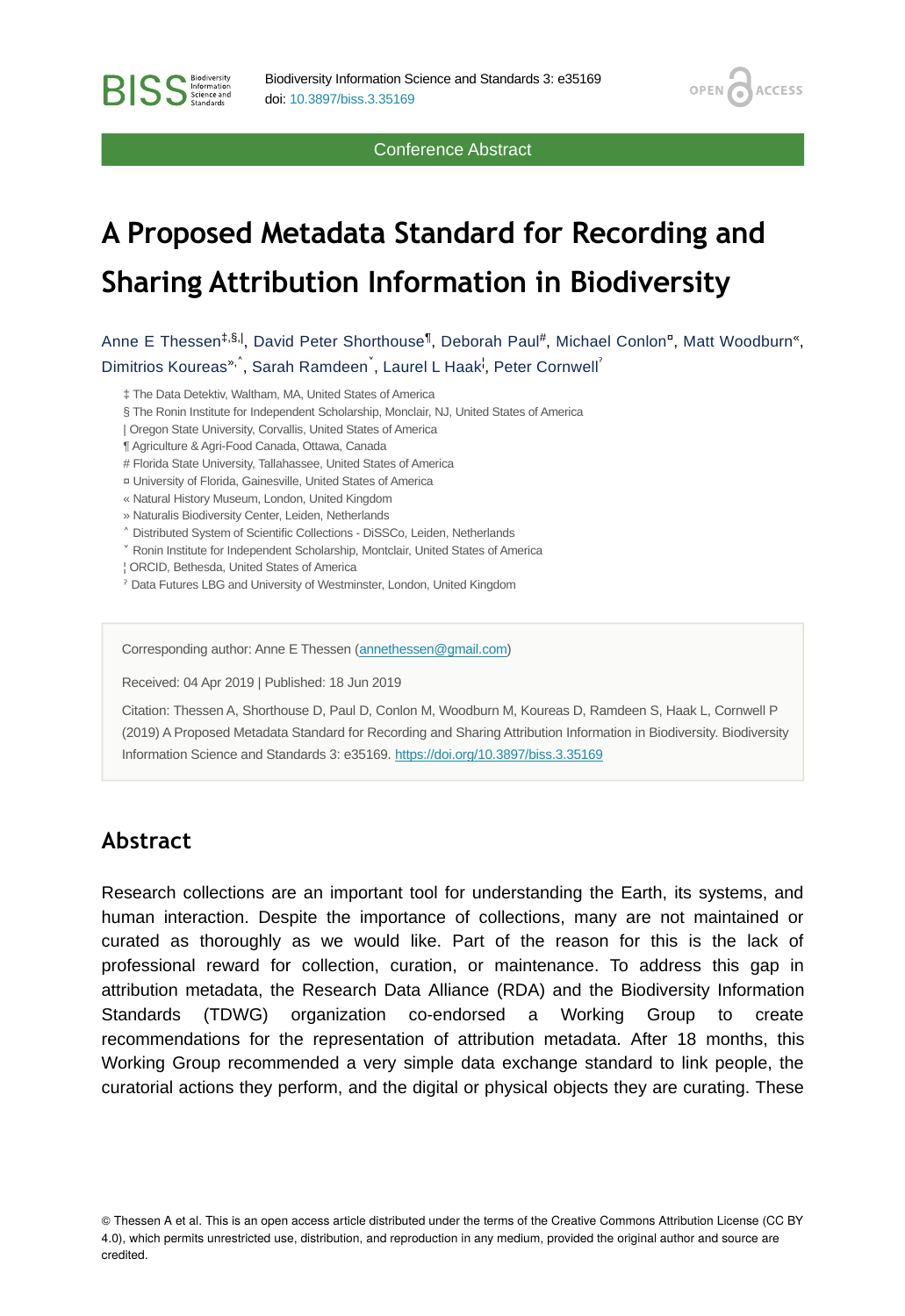Conference Abstract

# A Proposed Metadata Standard for Recording and Sharing Attribution Information in Biodiversity

Anne E Thessen[‡,§,|], David Peter Shorthouse[¶], Deborah Paul[#], Michael Conlon[¤], Matt Woodburn[«], Dimitrios Koureas[»,˄], Sarah Ramdeen[˅], Laurel L Haak[¦], Peter Cornwell[ˀ]

‡ The Data Detektiv, Waltham, MA, United States of America
§ The Ronin Institute for Independent Scholarship, Monclair, NJ, United States of America
| Oregon State University, Corvallis, United States of America
¶ Agriculture & Agri-Food Canada, Ottawa, Canada
# Florida State University, Tallahassee, United States of America
¤ University of Florida, Gainesville, United States of America
« Natural History Museum, London, United Kingdom
» Naturalis Biodiversity Center, Leiden, Netherlands
˄ Distributed System of Scientific Collections - DiSSCo, Leiden, Netherlands
˅ Ronin Institute for Independent Scholarship, Montclair, United States of America
¦ ORCID, Bethesda, United States of America
ˀ Data Futures LBG and University of Westminster, London, United Kingdom

Corresponding author: Anne E Thessen (annethessen@gmail.com)

Received: 04 Apr 2019 | Published: 18 Jun 2019

Citation: Thessen A, Shorthouse D, Paul D, Conlon M, Woodburn M, Koureas D, Ramdeen S, Haak L, Cornwell P (2019) A Proposed Metadata Standard for Recording and Sharing Attribution Information in Biodiversity. Biodiversity Information Science and Standards 3: e35169. https://doi.org/10.3897/biss.3.35169

## Abstract

Research collections are an important tool for understanding the Earth, its systems, and human interaction. Despite the importance of collections, many are not maintained or curated as thoroughly as we would like. Part of the reason for this is the lack of professional reward for collection, curation, or maintenance. To address this gap in attribution metadata, the Research Data Alliance (RDA) and the Biodiversity Information Standards (TDWG) organization co-endorsed a Working Group to create recommendations for the representation of attribution metadata. After 18 months, this Working Group recommended a very simple data exchange standard to link people, the curatorial actions they perform, and the digital or physical objects they are curating. These

© Thessen A et al. This is an open access article distributed under the terms of the Creative Commons Attribution License (CC BY 4.0), which permits unrestricted use, distribution, and reproduction in any medium, provided the original author and source are credited.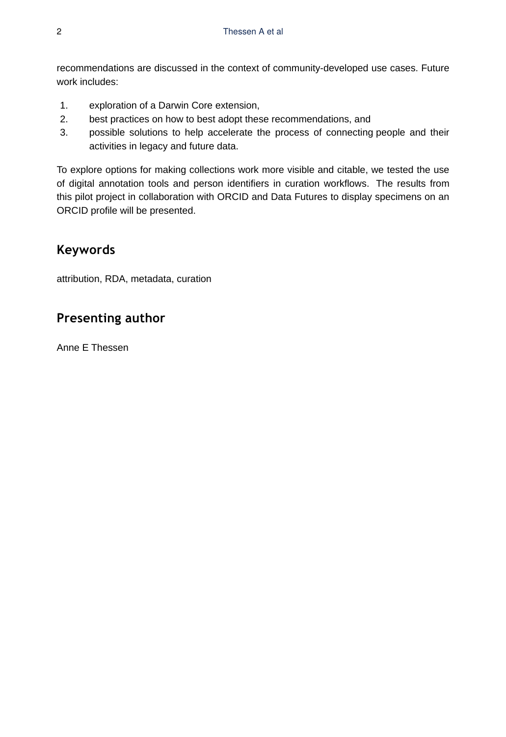recommendations are discussed in the context of community-developed use cases. Future work includes:

1. exploration of a Darwin Core extension,
2. best practices on how to best adopt these recommendations, and
3. possible solutions to help accelerate the process of connecting people and their activities in legacy and future data.

To explore options for making collections work more visible and citable, we tested the use of digital annotation tools and person identifiers in curation workflows. The results from this pilot project in collaboration with ORCID and Data Futures to display specimens on an ORCID profile will be presented.

## Keywords

attribution, RDA, metadata, curation

## Presenting author

Anne E Thessen